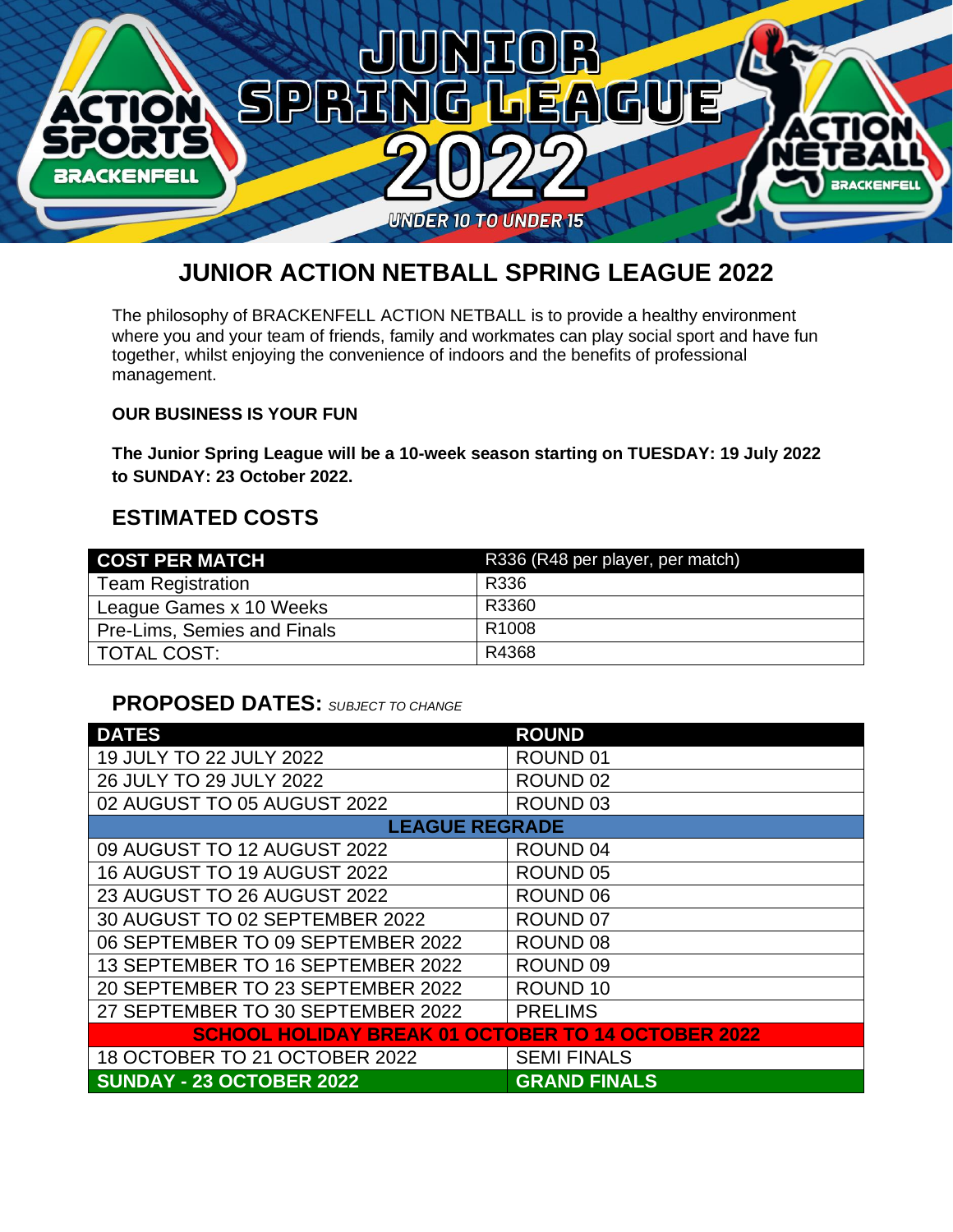# JUNIOR ACTION NETBALL SPRING LEAGUE 2022

The philosophy of BRACKENFELL ACTION NETBALL is to provide a healthy environment where you and your team of friends, family and workmates can play social sport and have fun together, whilst enjoying the convenience of indoors and the benefits of professional management.

**OUR BUSINESS IS YOUR FUN**

**The Junior Spring League will be a 10-week season starting on TUESDAY: 19 July 2022 to SUNDAY: 23 October 2022.**

## ESTIMATED COSTS

| COST PER MATCH | R336 (R48 per player, per match) |
|---|---|
| Team Registration | R336 |
| League Games x 10 Weeks | R3360 |
| Pre-Lims, Semies and Finals | R1008 |
| TOTAL COST: | R4368 |

## PROPOSED DATES: *SUBJECT TO CHANGE*

| DATES | ROUND |
|---|---|
| 19 JULY TO 22 JULY 2022 | ROUND 01 |
| 26 JULY TO 29 JULY 2022 | ROUND 02 |
| 02 AUGUST TO 05 AUGUST 2022 | ROUND 03 |
| **LEAGUE REGRADE** | |
| 09 AUGUST TO 12 AUGUST 2022 | ROUND 04 |
| 16 AUGUST TO 19 AUGUST 2022 | ROUND 05 |
| 23 AUGUST TO 26 AUGUST 2022 | ROUND 06 |
| 30 AUGUST TO 02 SEPTEMBER 2022 | ROUND 07 |
| 06 SEPTEMBER TO 09 SEPTEMBER 2022 | ROUND 08 |
| 13 SEPTEMBER TO 16 SEPTEMBER 2022 | ROUND 09 |
| 20 SEPTEMBER TO 23 SEPTEMBER 2022 | ROUND 10 |
| 27 SEPTEMBER TO 30 SEPTEMBER 2022 | PRELIMS |
| **SCHOOL HOLIDAY BREAK 01 OCTOBER TO 14 OCTOBER 2022** | |
| 18 OCTOBER TO 21 OCTOBER 2022 | SEMI FINALS |
| **SUNDAY - 23 OCTOBER 2022** | **GRAND FINALS** |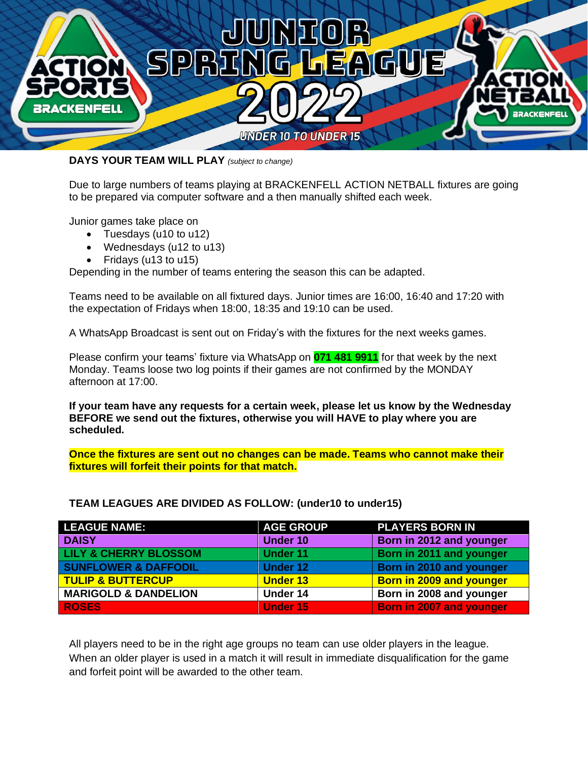# JUNIOR SPRING LEAGUE 2022

UNDER 10 TO UNDER 15

ACTION SPORTS BRACKENFELL

ACTION NETBALL BRACKENFELL

**DAYS YOUR TEAM WILL PLAY** *(subject to change)*

Due to large numbers of teams playing at BRACKENFELL ACTION NETBALL fixtures are going to be prepared via computer software and a then manually shifted each week.

Junior games take place on

- Tuesdays (u10 to u12)
- Wednesdays (u12 to u13)
- Fridays (u13 to u15)

Depending in the number of teams entering the season this can be adapted.

Teams need to be available on all fixtured days. Junior times are 16:00, 16:40 and 17:20 with the expectation of Fridays when 18:00, 18:35 and 19:10 can be used.

A WhatsApp Broadcast is sent out on Friday's with the fixtures for the next weeks games.

Please confirm your teams' fixture via WhatsApp on **071 481 9911** for that week by the next Monday. Teams loose two log points if their games are not confirmed by the MONDAY afternoon at 17:00.

**If your team have any requests for a certain week, please let us know by the Wednesday BEFORE we send out the fixtures, otherwise you will HAVE to play where you are scheduled.**

**Once the fixtures are sent out no changes can be made. Teams who cannot make their fixtures will forfeit their points for that match.**

**TEAM LEAGUES ARE DIVIDED AS FOLLOW: (under10 to under15)**

| LEAGUE NAME: | AGE GROUP | PLAYERS BORN IN |
|---|---|---|
| DAISY | Under 10 | Born in 2012 and younger |
| LILY & CHERRY BLOSSOM | Under 11 | Born in 2011 and younger |
| SUNFLOWER & DAFFODIL | Under 12 | Born in 2010 and younger |
| TULIP & BUTTERCUP | Under 13 | Born in 2009 and younger |
| MARIGOLD & DANDELION | Under 14 | Born in 2008 and younger |
| ROSES | Under 15 | Born in 2007 and younger |

All players need to be in the right age groups no team can use older players in the league. When an older player is used in a match it will result in immediate disqualification for the game and forfeit point will be awarded to the other team.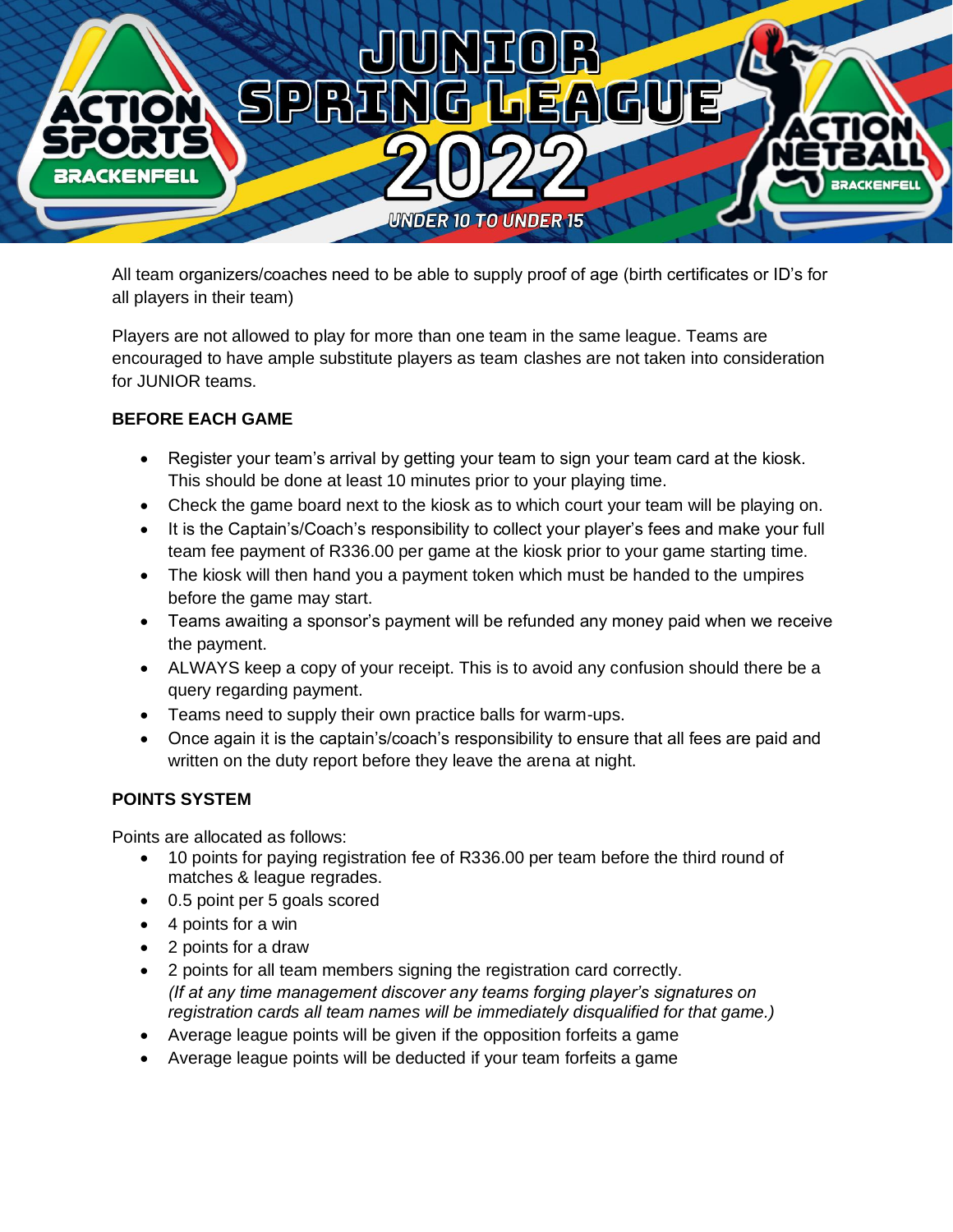All team organizers/coaches need to be able to supply proof of age (birth certificates or ID's for all players in their team)

Players are not allowed to play for more than one team in the same league. Teams are encouraged to have ample substitute players as team clashes are not taken into consideration for JUNIOR teams.

**BEFORE EACH GAME**

- Register your team's arrival by getting your team to sign your team card at the kiosk. This should be done at least 10 minutes prior to your playing time.
- Check the game board next to the kiosk as to which court your team will be playing on.
- It is the Captain's/Coach's responsibility to collect your player's fees and make your full team fee payment of R336.00 per game at the kiosk prior to your game starting time.
- The kiosk will then hand you a payment token which must be handed to the umpires before the game may start.
- Teams awaiting a sponsor's payment will be refunded any money paid when we receive the payment.
- ALWAYS keep a copy of your receipt. This is to avoid any confusion should there be a query regarding payment.
- Teams need to supply their own practice balls for warm-ups.
- Once again it is the captain's/coach's responsibility to ensure that all fees are paid and written on the duty report before they leave the arena at night.

**POINTS SYSTEM**

Points are allocated as follows:

- 10 points for paying registration fee of R336.00 per team before the third round of matches & league regrades.
- 0.5 point per 5 goals scored
- 4 points for a win
- 2 points for a draw
- 2 points for all team members signing the registration card correctly. *(If at any time management discover any teams forging player's signatures on registration cards all team names will be immediately disqualified for that game.)*
- Average league points will be given if the opposition forfeits a game
- Average league points will be deducted if your team forfeits a game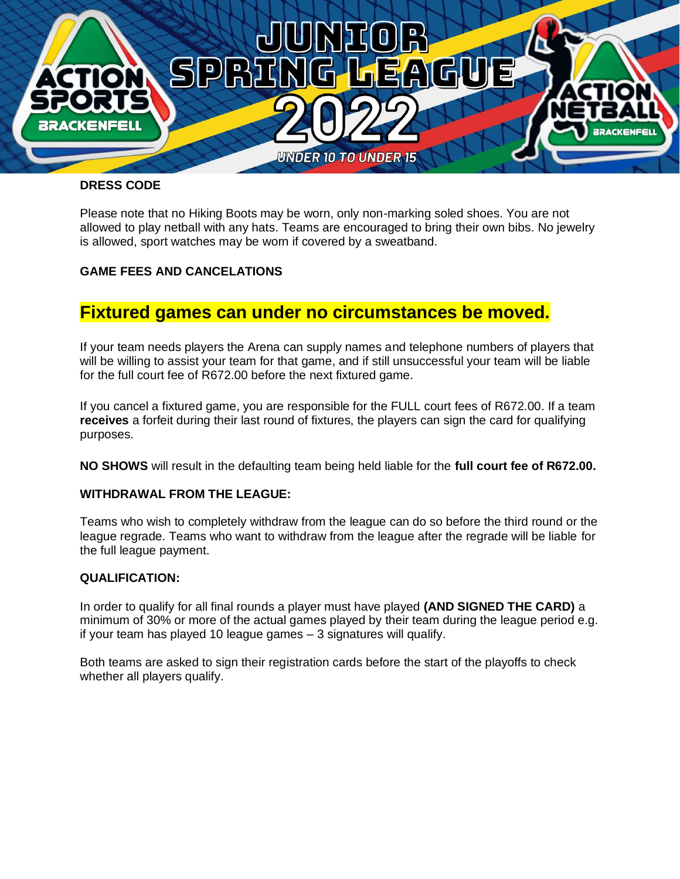**DRESS CODE**

Please note that no Hiking Boots may be worn, only non-marking soled shoes. You are not allowed to play netball with any hats. Teams are encouraged to bring their own bibs. No jewelry is allowed, sport watches may be worn if covered by a sweatband.

**GAME FEES AND CANCELATIONS**

## Fixtured games can under no circumstances be moved.

If your team needs players the Arena can supply names and telephone numbers of players that will be willing to assist your team for that game, and if still unsuccessful your team will be liable for the full court fee of R672.00 before the next fixtured game.

If you cancel a fixtured game, you are responsible for the FULL court fees of R672.00. If a team **receives** a forfeit during their last round of fixtures, the players can sign the card for qualifying purposes.

**NO SHOWS** will result in the defaulting team being held liable for the **full court fee of R672.00.**

**WITHDRAWAL FROM THE LEAGUE:**

Teams who wish to completely withdraw from the league can do so before the third round or the league regrade. Teams who want to withdraw from the league after the regrade will be liable for the full league payment.

**QUALIFICATION:**

In order to qualify for all final rounds a player must have played **(AND SIGNED THE CARD)** a minimum of 30% or more of the actual games played by their team during the league period e.g. if your team has played 10 league games – 3 signatures will qualify.

Both teams are asked to sign their registration cards before the start of the playoffs to check whether all players qualify.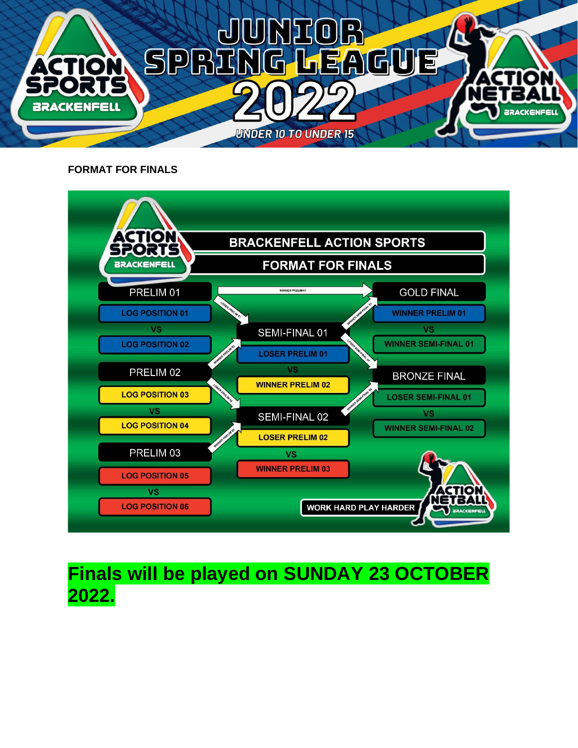# JUNIOR SPRING LEAGUE 2022

UNDER 10 TO UNDER 15

**FORMAT FOR FINALS**

## BRACKENFELL ACTION SPORTS

## FORMAT FOR FINALS

**PRELIM 01**
LOG POSITION 01
VS
LOG POSITION 02

**PRELIM 02**
LOG POSITION 03
VS
LOG POSITION 04

**PRELIM 03**
LOG POSITION 05
VS
LOG POSITION 06

**SEMI-FINAL 01**
LOSER PRELIM 01
VS
WINNER PRELIM 02

**SEMI-FINAL 02**
LOSER PRELIM 02
VS
WINNER PRELIM 03

**GOLD FINAL**
WINNER PRELIM 01
VS
WINNER SEMI-FINAL 01

**BRONZE FINAL**
LOSER SEMI-FINAL 01
VS
WINNER SEMI-FINAL 02

WORK HARD PLAY HARDER

# Finals will be played on SUNDAY 23 OCTOBER 2022.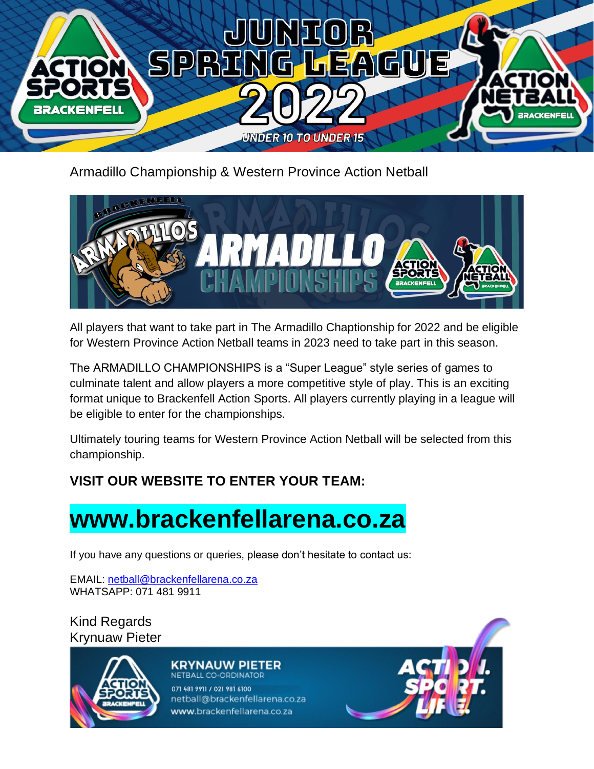Armadillo Championship & Western Province Action Netball

All players that want to take part in The Armadillo Chaptionship for 2022 and be eligible for Western Province Action Netball teams in 2023 need to take part in this season.

The ARMADILLO CHAMPIONSHIPS is a "Super League" style series of games to culminate talent and allow players a more competitive style of play. This is an exciting format unique to Brackenfell Action Sports. All players currently playing in a league will be eligible to enter for the championships.

Ultimately touring teams for Western Province Action Netball will be selected from this championship.

**VISIT OUR WEBSITE TO ENTER YOUR TEAM:**

# www.brackenfellarena.co.za

If you have any questions or queries, please don't hesitate to contact us:

EMAIL: netball@brackenfellarena.co.za
WHATSAPP: 071 481 9911

Kind Regards
Krynuaw Pieter